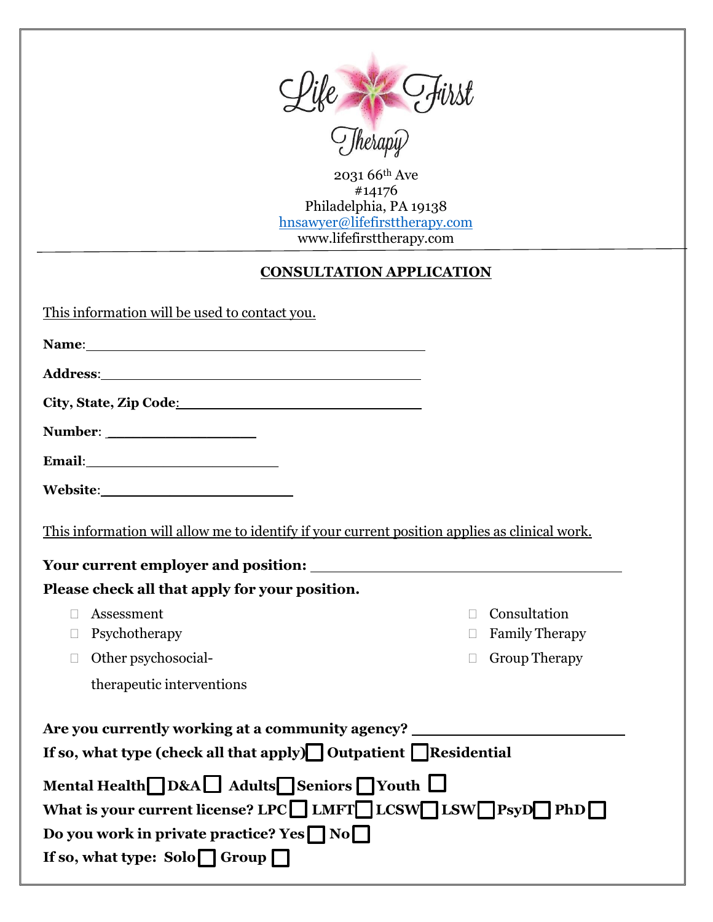Life First Therapy

2031 66th Ave
#14176
Philadelphia, PA 19138
hnsawyer@lifefirsttherapy.com
www.lifefirsttherapy.com

---

## CONSULTATION APPLICATION

This information will be used to contact you.

**Name**: ________________________________________

**Address**: ________________________________________

**City, State, Zip Code**: ______________________________

**Number**: ________________

**Email**: ______________________

**Website**: ______________________

This information will allow me to identify if your current position applies as clinical work.

**Your current employer and position:** ____________________________________

**Please check all that apply for your position.**

- ☐ Assessment
- ☐ Psychotherapy
- ☐ Other psychosocial-therapeutic interventions
- ☐ Consultation
- ☐ Family Therapy
- ☐ Group Therapy

**Are you currently working at a community agency?** ________________________

**If so, what type (check all that apply)** ☐ **Outpatient** ☐ **Residential**

**Mental Health** ☐ **D&A** ☐ **Adults** ☐ **Seniors** ☐ **Youth** ☐

**What is your current license? LPC** ☐ **LMFT** ☐ **LCSW** ☐ **LSW** ☐ **PsyD** ☐ **PhD** ☐

**Do you work in private practice? Yes** ☐ **No** ☐

**If so, what type: Solo** ☐ **Group** ☐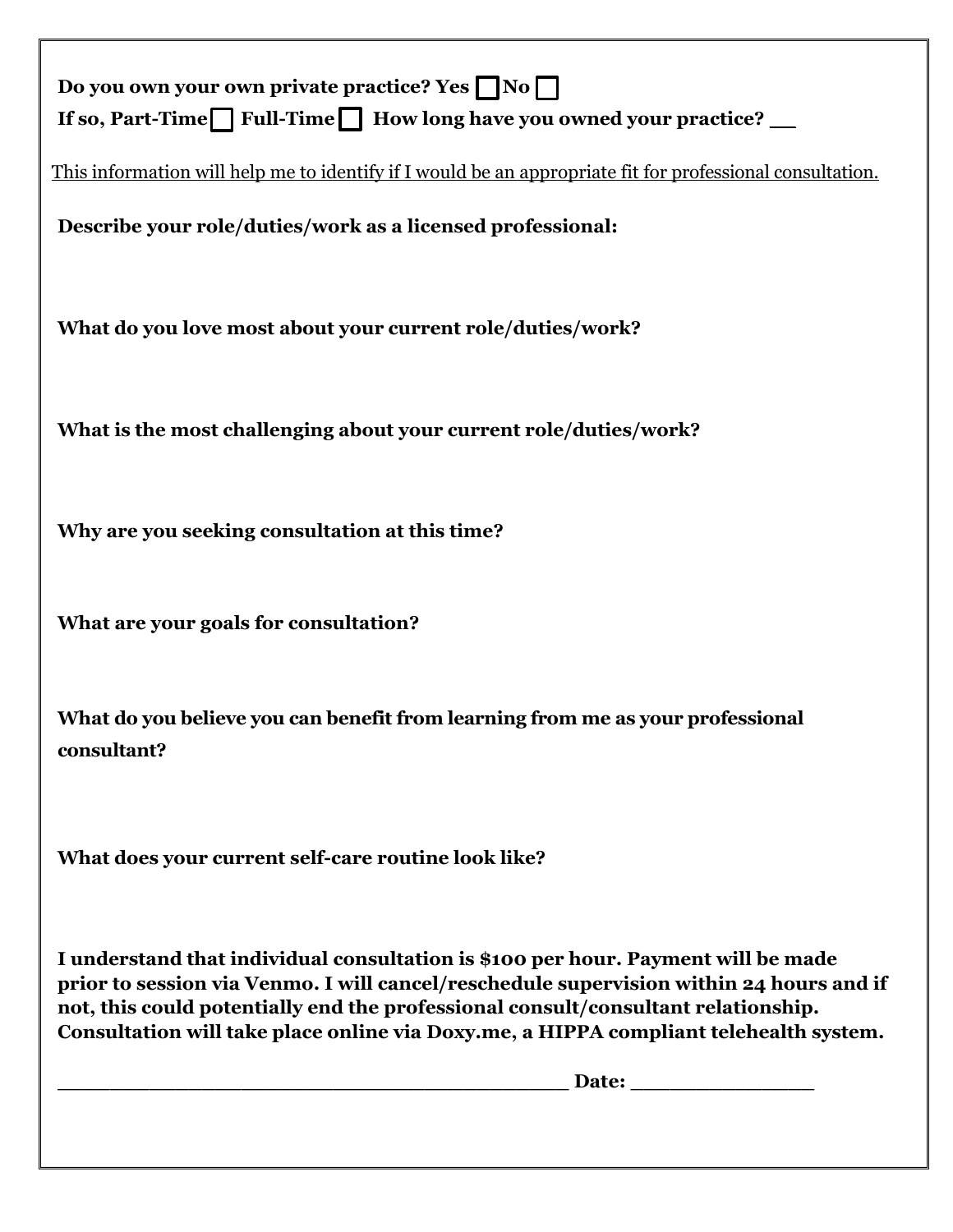**Do you own your own private practice? Yes ☐ No ☐**

**If so, Part-Time ☐ Full-Time ☐ How long have you owned your practice? \_\_**

<u>This information will help me to identify if I would be an appropriate fit for professional consultation.</u>

**Describe your role/duties/work as a licensed professional:**

**What do you love most about your current role/duties/work?**

**What is the most challenging about your current role/duties/work?**

**Why are you seeking consultation at this time?**

**What are your goals for consultation?**

**What do you believe you can benefit from learning from me as your professional consultant?**

**What does your current self-care routine look like?**

**I understand that individual consultation is $100 per hour. Payment will be made prior to session via Venmo. I will cancel/reschedule supervision within 24 hours and if not, this could potentially end the professional consult/consultant relationship. Consultation will take place online via Doxy.me, a HIPPA compliant telehealth system.**

**\_\_\_\_\_\_\_\_\_\_\_\_\_\_\_\_\_\_\_\_\_\_\_\_\_\_\_\_\_\_\_\_\_\_\_\_\_\_\_\_ Date: \_\_\_\_\_\_\_\_\_\_\_\_\_\_\_**